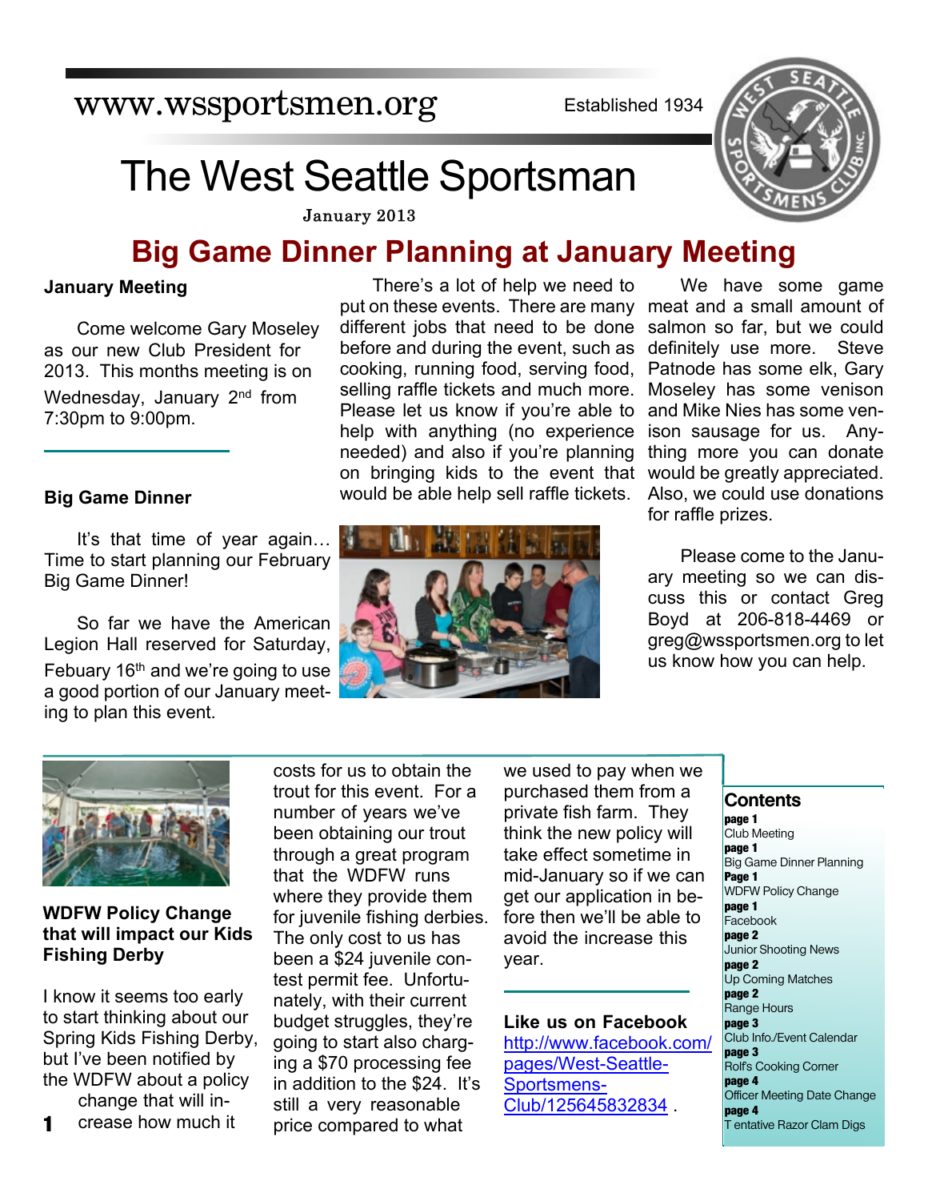www.wssportsmen.org

Established 1934

# The West Seattle Sportsman

January 2013

## Big Game Dinner Planning at January Meeting

### January Meeting

Come welcome Gary Moseley as our new Club President for 2013. This months meeting is on Wednesday, January 2nd from 7:30pm to 9:00pm.

### Big Game Dinner

It's that time of year again… Time to start planning our February Big Game Dinner!

So far we have the American Legion Hall reserved for Saturday, Febuary 16th and we're going to use a good portion of our January meeting to plan this event.

There's a lot of help we need to put on these events. There are many different jobs that need to be done before and during the event, such as cooking, running food, serving food, selling raffle tickets and much more. Please let us know if you're able to help with anything (no experience needed) and also if you're planning on bringing kids to the event that would be able help sell raffle tickets.

We have some game meat and a small amount of salmon so far, but we could definitely use more. Steve Patnode has some elk, Gary Moseley has some venison and Mike Nies has some venison sausage for us. Anything more you can donate would be greatly appreciated. Also, we could use donations for raffle prizes.

Please come to the January meeting so we can discuss this or contact Greg Boyd at 206-818-4469 or greg@wssportsmen.org to let us know how you can help.

### WDFW Policy Change that will impact our Kids Fishing Derby

I know it seems too early to start thinking about our Spring Kids Fishing Derby, but I've been notified by the WDFW about a policy change that will increase how much it costs for us to obtain the trout for this event. For a number of years we've been obtaining our trout through a great program that the WDFW runs where they provide them for juvenile fishing derbies. The only cost to us has been a $24 juvenile contest permit fee. Unfortunately, with their current budget struggles, they're going to start also charging a $70 processing fee in addition to the $24. It's still a very reasonable price compared to what we used to pay when we purchased them from a private fish farm. They think the new policy will take effect sometime in mid-January so if we can get our application in before then we'll be able to avoid the increase this year.

### Like us on Facebook

http://www.facebook.com/pages/West-Seattle-Sportsmens-Club/125645832834 .

### Contents

- **page 1** Club Meeting
- **page 1** Big Game Dinner Planning
- **Page 1** WDFW Policy Change
- **page 1** Facebook
- **page 2** Junior Shooting News
- **page 2** Up Coming Matches
- **page 2** Range Hours
- **page 3** Club Info./Event Calendar
- **page 3** Rolf's Cooking Corner
- **page 4** Officer Meeting Date Change
- **page 4** Tentative Razor Clam Digs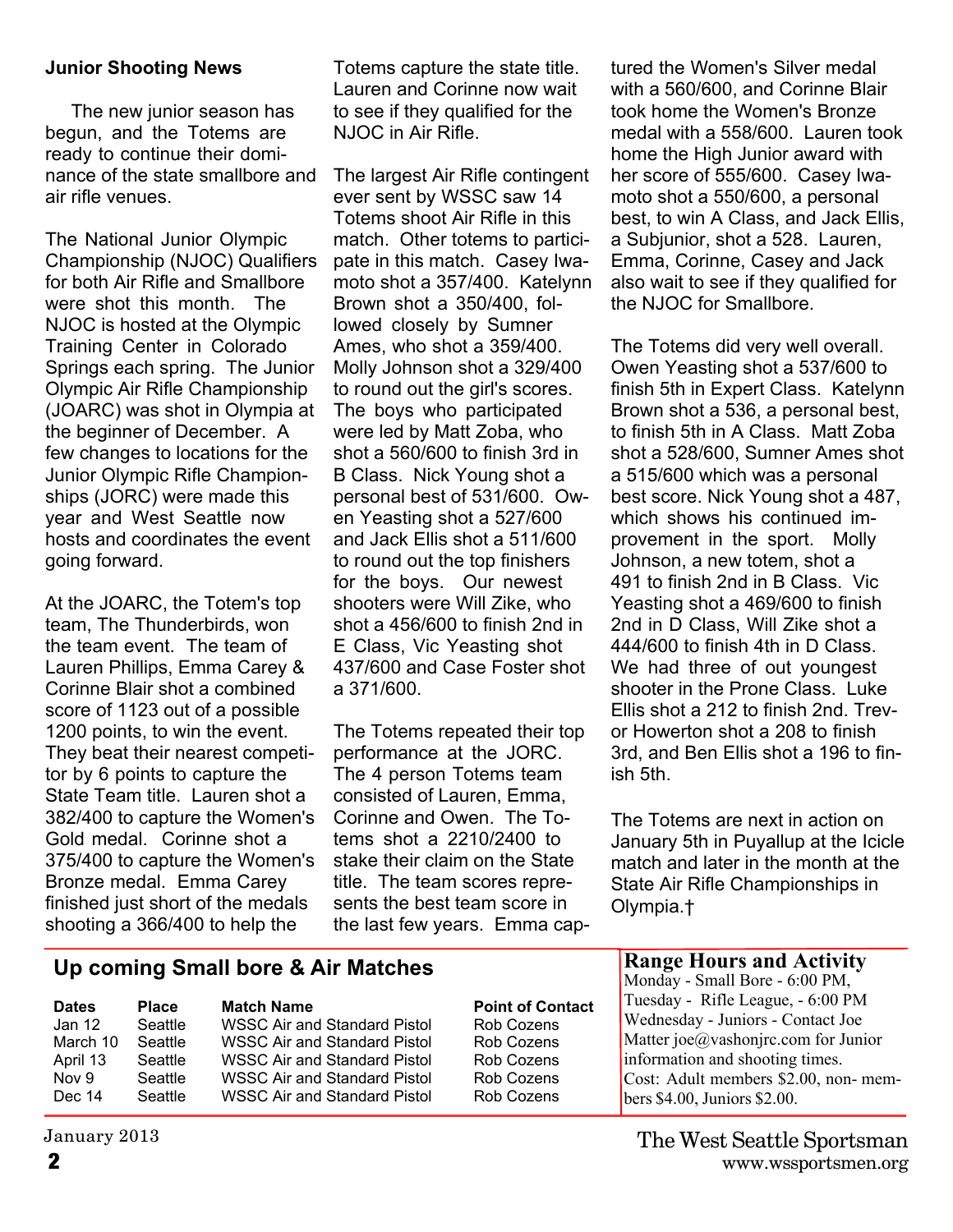## Junior Shooting News

The new junior season has begun, and the Totems are ready to continue their dominance of the state smallbore and air rifle venues.

The National Junior Olympic Championship (NJOC) Qualifiers for both Air Rifle and Smallbore were shot this month. The NJOC is hosted at the Olympic Training Center in Colorado Springs each spring. The Junior Olympic Air Rifle Championship (JOARC) was shot in Olympia at the beginner of December. A few changes to locations for the Junior Olympic Rifle Championships (JORC) were made this year and West Seattle now hosts and coordinates the event going forward.

At the JOARC, the Totem's top team, The Thunderbirds, won the team event. The team of Lauren Phillips, Emma Carey & Corinne Blair shot a combined score of 1123 out of a possible 1200 points, to win the event. They beat their nearest competitor by 6 points to capture the State Team title. Lauren shot a 382/400 to capture the Women's Gold medal. Corinne shot a 375/400 to capture the Women's Bronze medal. Emma Carey finished just short of the medals shooting a 366/400 to help the Totems capture the state title. Lauren and Corinne now wait to see if they qualified for the NJOC in Air Rifle.

The largest Air Rifle contingent ever sent by WSSC saw 14 Totems shoot Air Rifle in this match. Other totems to participate in this match. Casey Iwamoto shot a 357/400. Katelynn Brown shot a 350/400, followed closely by Sumner Ames, who shot a 359/400. Molly Johnson shot a 329/400 to round out the girl's scores. The boys who participated were led by Matt Zoba, who shot a 560/600 to finish 3rd in B Class. Nick Young shot a personal best of 531/600. Owen Yeasting shot a 527/600 and Jack Ellis shot a 511/600 to round out the top finishers for the boys. Our newest shooters were Will Zike, who shot a 456/600 to finish 2nd in E Class, Vic Yeasting shot 437/600 and Case Foster shot a 371/600.

The Totems repeated their top performance at the JORC. The 4 person Totems team consisted of Lauren, Emma, Corinne and Owen. The Totems shot a 2210/2400 to stake their claim on the State title. The team scores represents the best team score in the last few years. Emma captured the Women's Silver medal with a 560/600, and Corinne Blair took home the Women's Bronze medal with a 558/600. Lauren took home the High Junior award with her score of 555/600. Casey Iwamoto shot a 550/600, a personal best, to win A Class, and Jack Ellis, a Subjunior, shot a 528. Lauren, Emma, Corinne, Casey and Jack also wait to see if they qualified for the NJOC for Smallbore.

The Totems did very well overall. Owen Yeasting shot a 537/600 to finish 5th in Expert Class. Katelynn Brown shot a 536, a personal best, to finish 5th in A Class. Matt Zoba shot a 528/600, Sumner Ames shot a 515/600 which was a personal best score. Nick Young shot a 487, which shows his continued improvement in the sport. Molly Johnson, a new totem, shot a 491 to finish 2nd in B Class. Vic Yeasting shot a 469/600 to finish 2nd in D Class, Will Zike shot a 444/600 to finish 4th in D Class. We had three of out youngest shooter in the Prone Class. Luke Ellis shot a 212 to finish 2nd. Trevor Howerton shot a 208 to finish 3rd, and Ben Ellis shot a 196 to finish 5th.

The Totems are next in action on January 5th in Puyallup at the Icicle match and later in the month at the State Air Rifle Championships in Olympia.†

## Up coming Small bore & Air Matches

| Dates | Place | Match Name | Point of Contact |
|---|---|---|---|
| Jan 12 | Seattle | WSSC Air and Standard Pistol | Rob Cozens |
| March 10 | Seattle | WSSC Air and Standard Pistol | Rob Cozens |
| April 13 | Seattle | WSSC Air and Standard Pistol | Rob Cozens |
| Nov 9 | Seattle | WSSC Air and Standard Pistol | Rob Cozens |
| Dec 14 | Seattle | WSSC Air and Standard Pistol | Rob Cozens |

## Range Hours and Activity

Monday - Small Bore - 6:00 PM,
Tuesday - Rifle League, - 6:00 PM
Wednesday - Juniors - Contact Joe Matter joe@vashonjrc.com for Junior information and shooting times.
Cost: Adult members $2.00, non- members $4.00, Juniors $2.00.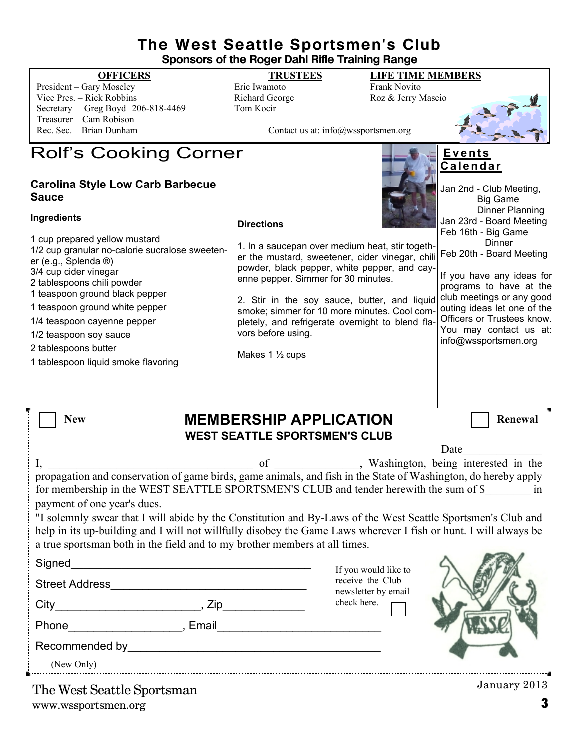# The West Seattle Sportsmen's Club

**Sponsors of the Roger Dahl Rifle Training Range**

**OFFICERS**
President – Gary Moseley
Vice Pres. – Rick Robbins
Secretary – Greg Boyd 206-818-4469
Treasurer – Cam Robison
Rec. Sec. – Brian Dunham

**TRUSTEES**
Eric Iwamoto
Richard George
Tom Kocir

**LIFE TIME MEMBERS**
Frank Novito
Roz & Jerry Mascio

Contact us at: info@wssportsmen.org

# Rolf's Cooking Corner

### Carolina Style Low Carb Barbecue Sauce

**Ingredients**

1 cup prepared yellow mustard
1/2 cup granular no-calorie sucralose sweetener (e.g., Splenda ®)
3/4 cup cider vinegar
2 tablespoons chili powder
1 teaspoon ground black pepper
1 teaspoon ground white pepper
1/4 teaspoon cayenne pepper
1/2 teaspoon soy sauce
2 tablespoons butter
1 tablespoon liquid smoke flavoring

**Directions**

1. In a saucepan over medium heat, stir together the mustard, sweetener, cider vinegar, chili powder, black pepper, white pepper, and cayenne pepper. Simmer for 30 minutes.

2. Stir in the soy sauce, butter, and liquid smoke; simmer for 10 more minutes. Cool completely, and refrigerate overnight to blend flavors before using.

Makes 1 ½ cups

## Events Calendar

Jan 2nd - Club Meeting, Big Game Dinner Planning
Jan 23rd - Board Meeting
Feb 16th - Big Game Dinner
Feb 20th - Board Meeting

If you have any ideas for programs to have at the club meetings or any good outing ideas let one of the Officers or Trustees know. You may contact us at: info@wssportsmen.org

---

☐ New

## MEMBERSHIP APPLICATION

**WEST SEATTLE SPORTSMEN'S CLUB**

☐ Renewal

Date______________

I, ___________________________________ of ______________, Washington, being interested in the propagation and conservation of game birds, game animals, and fish in the State of Washington, do hereby apply for membership in the WEST SEATTLE SPORTSMEN'S CLUB and tender herewith the sum of $________ in payment of one year's dues.

"I solemnly swear that I will abide by the Constitution and By-Laws of the West Seattle Sportsmen's Club and help in its up-building and I will not willfully disobey the Game Laws wherever I fish or hunt. I will always be a true sportsman both in the field and to my brother members at all times.

Signed_______________________________________

Street Address________________________________

City_______________________, Zip_____________

Phone__________________, Email__________________________

Recommended by________________________________________
(New Only)

If you would like to receive the Club newsletter by email check here. ☐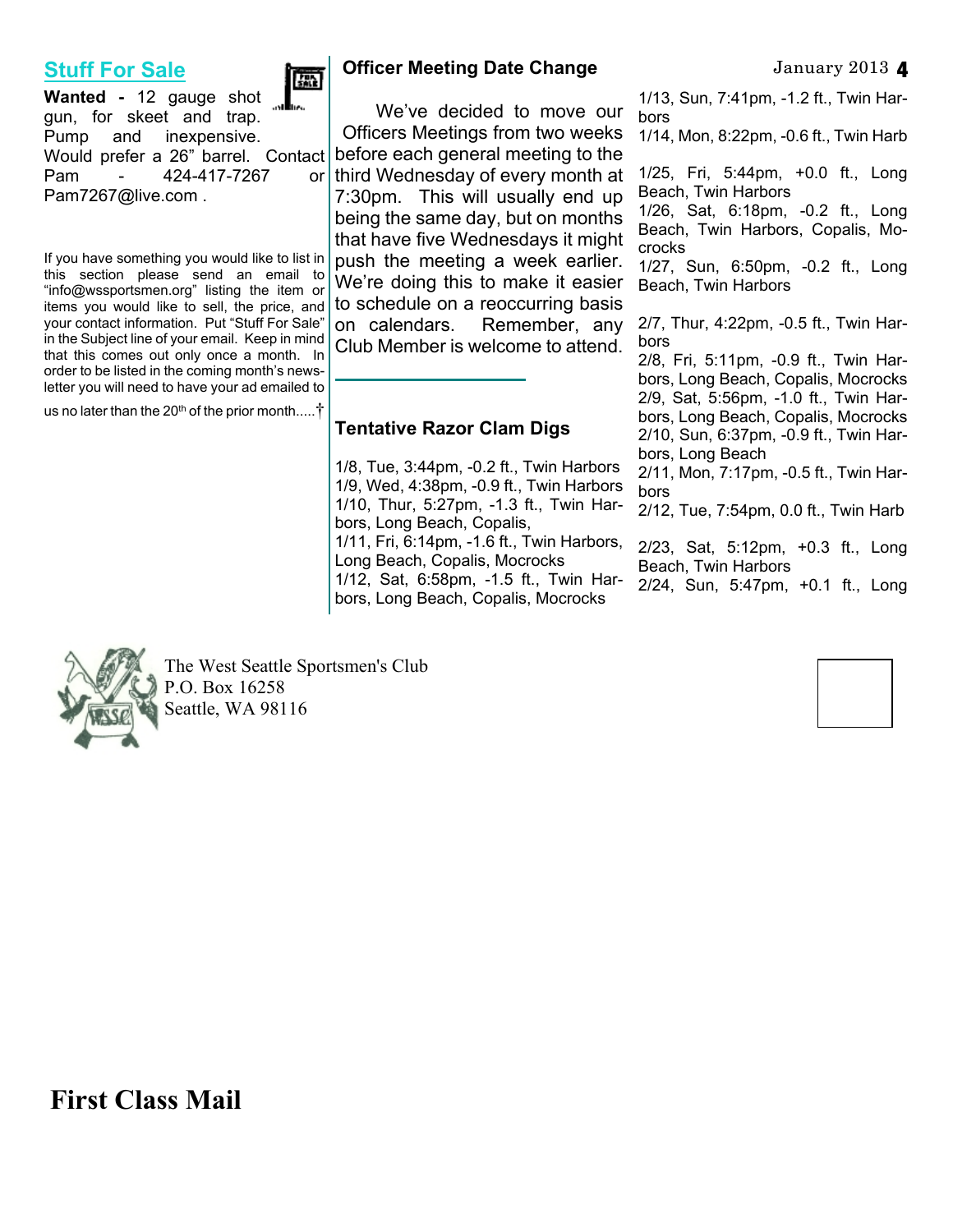## Stuff For Sale

**Wanted -** 12 gauge shot gun, for skeet and trap. Pump and inexpensive. Would prefer a 26" barrel. Contact Pam - 424-417-7267 or Pam7267@live.com .

If you have something you would like to list in this section please send an email to "info@wssportsmen.org" listing the item or items you would like to sell, the price, and your contact information. Put "Stuff For Sale" in the Subject line of your email. Keep in mind that this comes out only once a month. In order to be listed in the coming month's newsletter you will need to have your ad emailed to us no later than the 20th of the prior month.....†

## Officer Meeting Date Change

We've decided to move our Officers Meetings from two weeks before each general meeting to the third Wednesday of every month at 7:30pm. This will usually end up being the same day, but on months that have five Wednesdays it might push the meeting a week earlier. We're doing this to make it easier to schedule on a reoccurring basis on calendars. Remember, any Club Member is welcome to attend.

## Tentative Razor Clam Digs

1/8, Tue, 3:44pm, -0.2 ft., Twin Harbors
1/9, Wed, 4:38pm, -0.9 ft., Twin Harbors
1/10, Thur, 5:27pm, -1.3 ft., Twin Harbors, Long Beach, Copalis,
1/11, Fri, 6:14pm, -1.6 ft., Twin Harbors, Long Beach, Copalis, Mocrocks
1/12, Sat, 6:58pm, -1.5 ft., Twin Harbors, Long Beach, Copalis, Mocrocks
1/13, Sun, 7:41pm, -1.2 ft., Twin Harbors
1/14, Mon, 8:22pm, -0.6 ft., Twin Harb

1/25, Fri, 5:44pm, +0.0 ft., Long Beach, Twin Harbors
1/26, Sat, 6:18pm, -0.2 ft., Long Beach, Twin Harbors, Copalis, Mocrocks
1/27, Sun, 6:50pm, -0.2 ft., Long Beach, Twin Harbors

2/7, Thur, 4:22pm, -0.5 ft., Twin Harbors
2/8, Fri, 5:11pm, -0.9 ft., Twin Harbors, Long Beach, Copalis, Mocrocks
2/9, Sat, 5:56pm, -1.0 ft., Twin Harbors, Long Beach, Copalis, Mocrocks
2/10, Sun, 6:37pm, -0.9 ft., Twin Harbors, Long Beach
2/11, Mon, 7:17pm, -0.5 ft., Twin Harbors
2/12, Tue, 7:54pm, 0.0 ft., Twin Harb

2/23, Sat, 5:12pm, +0.3 ft., Long Beach, Twin Harbors
2/24, Sun, 5:47pm, +0.1 ft., Long

The West Seattle Sportsmen's Club
P.O. Box 16258
Seattle, WA 98116

**First Class Mail**